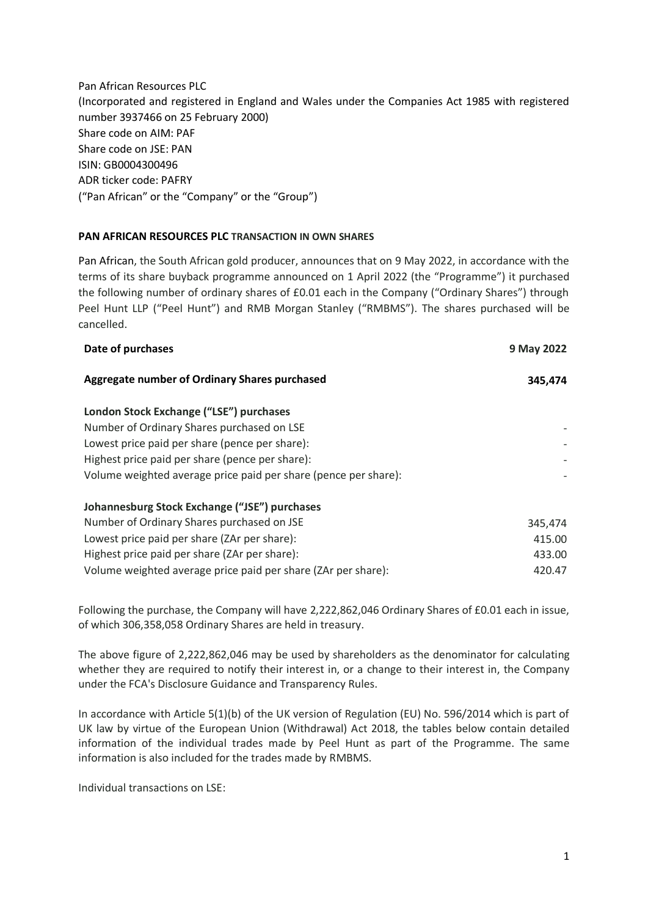Pan African Resources PLC
(Incorporated and registered in England and Wales under the Companies Act 1985 with registered number 3937466 on 25 February 2000)
Share code on AIM: PAF
Share code on JSE: PAN
ISIN: GB0004300496
ADR ticker code: PAFRY
("Pan African" or the "Company" or the "Group")

**PAN AFRICAN RESOURCES PLC TRANSACTION IN OWN SHARES**

Pan African, the South African gold producer, announces that on 9 May 2022, in accordance with the terms of its share buyback programme announced on 1 April 2022 (the "Programme") it purchased the following number of ordinary shares of £0.01 each in the Company ("Ordinary Shares") through Peel Hunt LLP ("Peel Hunt") and RMB Morgan Stanley ("RMBMS"). The shares purchased will be cancelled.

| **Date of purchases** | **9 May 2022** |
|---|---|
| **Aggregate number of Ordinary Shares purchased** | **345,474** |
| **London Stock Exchange ("LSE") purchases** | |
| Number of Ordinary Shares purchased on LSE | - |
| Lowest price paid per share (pence per share): | - |
| Highest price paid per share (pence per share): | - |
| Volume weighted average price paid per share (pence per share): | - |
| **Johannesburg Stock Exchange ("JSE") purchases** | |
| Number of Ordinary Shares purchased on JSE | 345,474 |
| Lowest price paid per share (ZAr per share): | 415.00 |
| Highest price paid per share (ZAr per share): | 433.00 |
| Volume weighted average price paid per share (ZAr per share): | 420.47 |

Following the purchase, the Company will have 2,222,862,046 Ordinary Shares of £0.01 each in issue, of which 306,358,058 Ordinary Shares are held in treasury.

The above figure of 2,222,862,046 may be used by shareholders as the denominator for calculating whether they are required to notify their interest in, or a change to their interest in, the Company under the FCA's Disclosure Guidance and Transparency Rules.

In accordance with Article 5(1)(b) of the UK version of Regulation (EU) No. 596/2014 which is part of UK law by virtue of the European Union (Withdrawal) Act 2018, the tables below contain detailed information of the individual trades made by Peel Hunt as part of the Programme. The same information is also included for the trades made by RMBMS.

Individual transactions on LSE: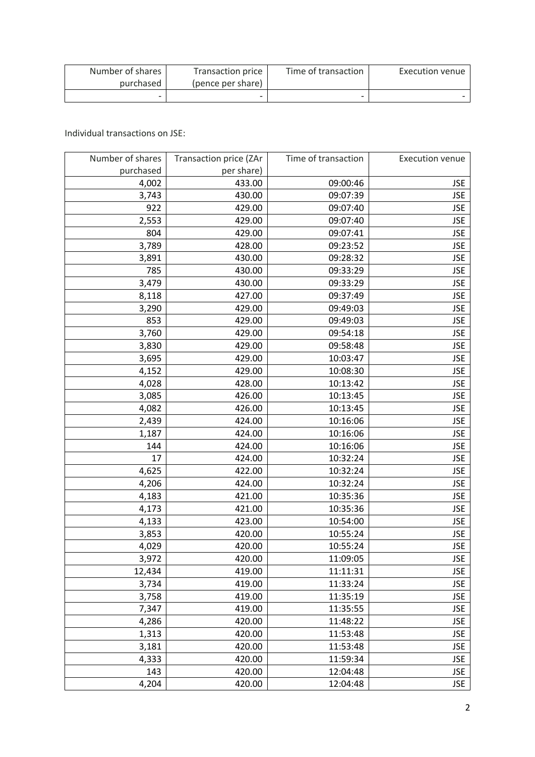| Number of shares purchased | Transaction price (pence per share) | Time of transaction | Execution venue |
|---|---|---|---|
| - | - | - | - |

Individual transactions on JSE:

| Number of shares purchased | Transaction price (ZAr per share) | Time of transaction | Execution venue |
|---|---|---|---|
| 4,002 | 433.00 | 09:00:46 | JSE |
| 3,743 | 430.00 | 09:07:39 | JSE |
| 922 | 429.00 | 09:07:40 | JSE |
| 2,553 | 429.00 | 09:07:40 | JSE |
| 804 | 429.00 | 09:07:41 | JSE |
| 3,789 | 428.00 | 09:23:52 | JSE |
| 3,891 | 430.00 | 09:28:32 | JSE |
| 785 | 430.00 | 09:33:29 | JSE |
| 3,479 | 430.00 | 09:33:29 | JSE |
| 8,118 | 427.00 | 09:37:49 | JSE |
| 3,290 | 429.00 | 09:49:03 | JSE |
| 853 | 429.00 | 09:49:03 | JSE |
| 3,760 | 429.00 | 09:54:18 | JSE |
| 3,830 | 429.00 | 09:58:48 | JSE |
| 3,695 | 429.00 | 10:03:47 | JSE |
| 4,152 | 429.00 | 10:08:30 | JSE |
| 4,028 | 428.00 | 10:13:42 | JSE |
| 3,085 | 426.00 | 10:13:45 | JSE |
| 4,082 | 426.00 | 10:13:45 | JSE |
| 2,439 | 424.00 | 10:16:06 | JSE |
| 1,187 | 424.00 | 10:16:06 | JSE |
| 144 | 424.00 | 10:16:06 | JSE |
| 17 | 424.00 | 10:32:24 | JSE |
| 4,625 | 422.00 | 10:32:24 | JSE |
| 4,206 | 424.00 | 10:32:24 | JSE |
| 4,183 | 421.00 | 10:35:36 | JSE |
| 4,173 | 421.00 | 10:35:36 | JSE |
| 4,133 | 423.00 | 10:54:00 | JSE |
| 3,853 | 420.00 | 10:55:24 | JSE |
| 4,029 | 420.00 | 10:55:24 | JSE |
| 3,972 | 420.00 | 11:09:05 | JSE |
| 12,434 | 419.00 | 11:11:31 | JSE |
| 3,734 | 419.00 | 11:33:24 | JSE |
| 3,758 | 419.00 | 11:35:19 | JSE |
| 7,347 | 419.00 | 11:35:55 | JSE |
| 4,286 | 420.00 | 11:48:22 | JSE |
| 1,313 | 420.00 | 11:53:48 | JSE |
| 3,181 | 420.00 | 11:53:48 | JSE |
| 4,333 | 420.00 | 11:59:34 | JSE |
| 143 | 420.00 | 12:04:48 | JSE |
| 4,204 | 420.00 | 12:04:48 | JSE |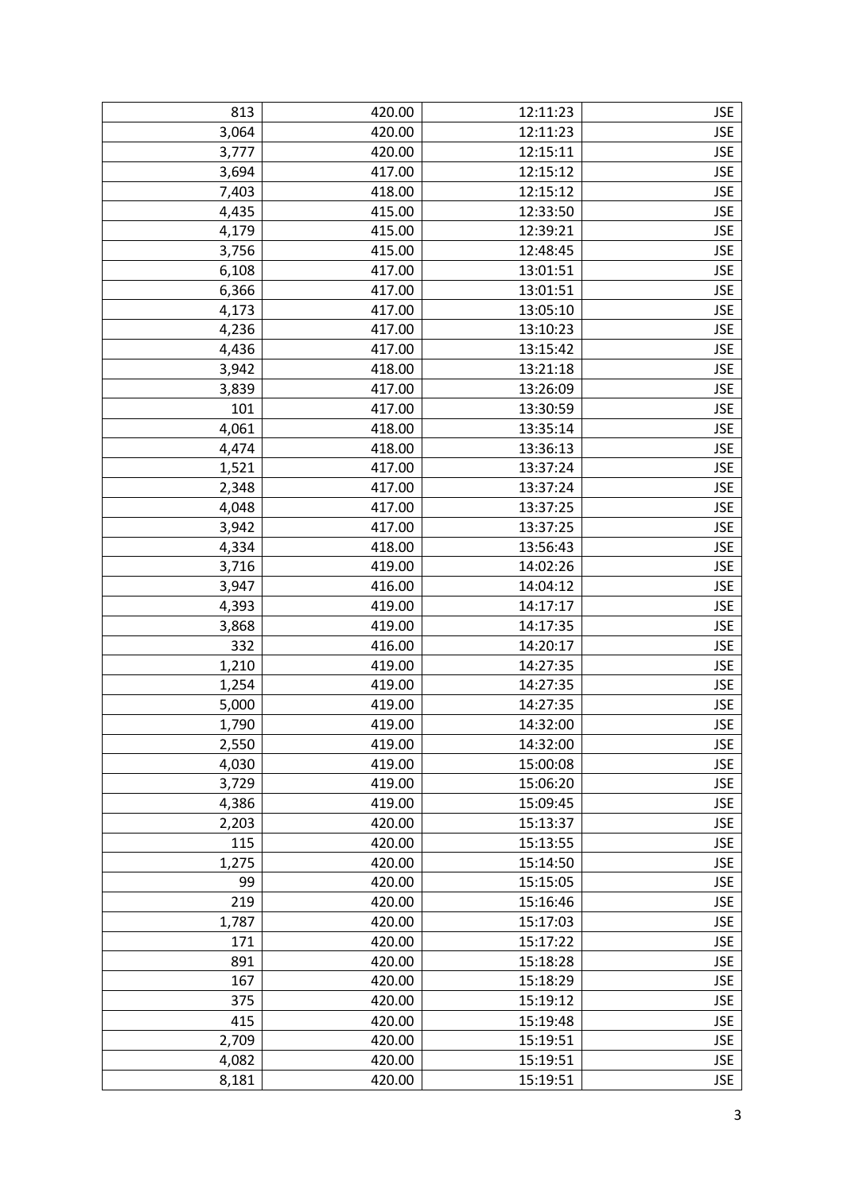| | | | |
|---|---|---|---|
| 813 | 420.00 | 12:11:23 | JSE |
| 3,064 | 420.00 | 12:11:23 | JSE |
| 3,777 | 420.00 | 12:15:11 | JSE |
| 3,694 | 417.00 | 12:15:12 | JSE |
| 7,403 | 418.00 | 12:15:12 | JSE |
| 4,435 | 415.00 | 12:33:50 | JSE |
| 4,179 | 415.00 | 12:39:21 | JSE |
| 3,756 | 415.00 | 12:48:45 | JSE |
| 6,108 | 417.00 | 13:01:51 | JSE |
| 6,366 | 417.00 | 13:01:51 | JSE |
| 4,173 | 417.00 | 13:05:10 | JSE |
| 4,236 | 417.00 | 13:10:23 | JSE |
| 4,436 | 417.00 | 13:15:42 | JSE |
| 3,942 | 418.00 | 13:21:18 | JSE |
| 3,839 | 417.00 | 13:26:09 | JSE |
| 101 | 417.00 | 13:30:59 | JSE |
| 4,061 | 418.00 | 13:35:14 | JSE |
| 4,474 | 418.00 | 13:36:13 | JSE |
| 1,521 | 417.00 | 13:37:24 | JSE |
| 2,348 | 417.00 | 13:37:24 | JSE |
| 4,048 | 417.00 | 13:37:25 | JSE |
| 3,942 | 417.00 | 13:37:25 | JSE |
| 4,334 | 418.00 | 13:56:43 | JSE |
| 3,716 | 419.00 | 14:02:26 | JSE |
| 3,947 | 416.00 | 14:04:12 | JSE |
| 4,393 | 419.00 | 14:17:17 | JSE |
| 3,868 | 419.00 | 14:17:35 | JSE |
| 332 | 416.00 | 14:20:17 | JSE |
| 1,210 | 419.00 | 14:27:35 | JSE |
| 1,254 | 419.00 | 14:27:35 | JSE |
| 5,000 | 419.00 | 14:27:35 | JSE |
| 1,790 | 419.00 | 14:32:00 | JSE |
| 2,550 | 419.00 | 14:32:00 | JSE |
| 4,030 | 419.00 | 15:00:08 | JSE |
| 3,729 | 419.00 | 15:06:20 | JSE |
| 4,386 | 419.00 | 15:09:45 | JSE |
| 2,203 | 420.00 | 15:13:37 | JSE |
| 115 | 420.00 | 15:13:55 | JSE |
| 1,275 | 420.00 | 15:14:50 | JSE |
| 99 | 420.00 | 15:15:05 | JSE |
| 219 | 420.00 | 15:16:46 | JSE |
| 1,787 | 420.00 | 15:17:03 | JSE |
| 171 | 420.00 | 15:17:22 | JSE |
| 891 | 420.00 | 15:18:28 | JSE |
| 167 | 420.00 | 15:18:29 | JSE |
| 375 | 420.00 | 15:19:12 | JSE |
| 415 | 420.00 | 15:19:48 | JSE |
| 2,709 | 420.00 | 15:19:51 | JSE |
| 4,082 | 420.00 | 15:19:51 | JSE |
| 8,181 | 420.00 | 15:19:51 | JSE |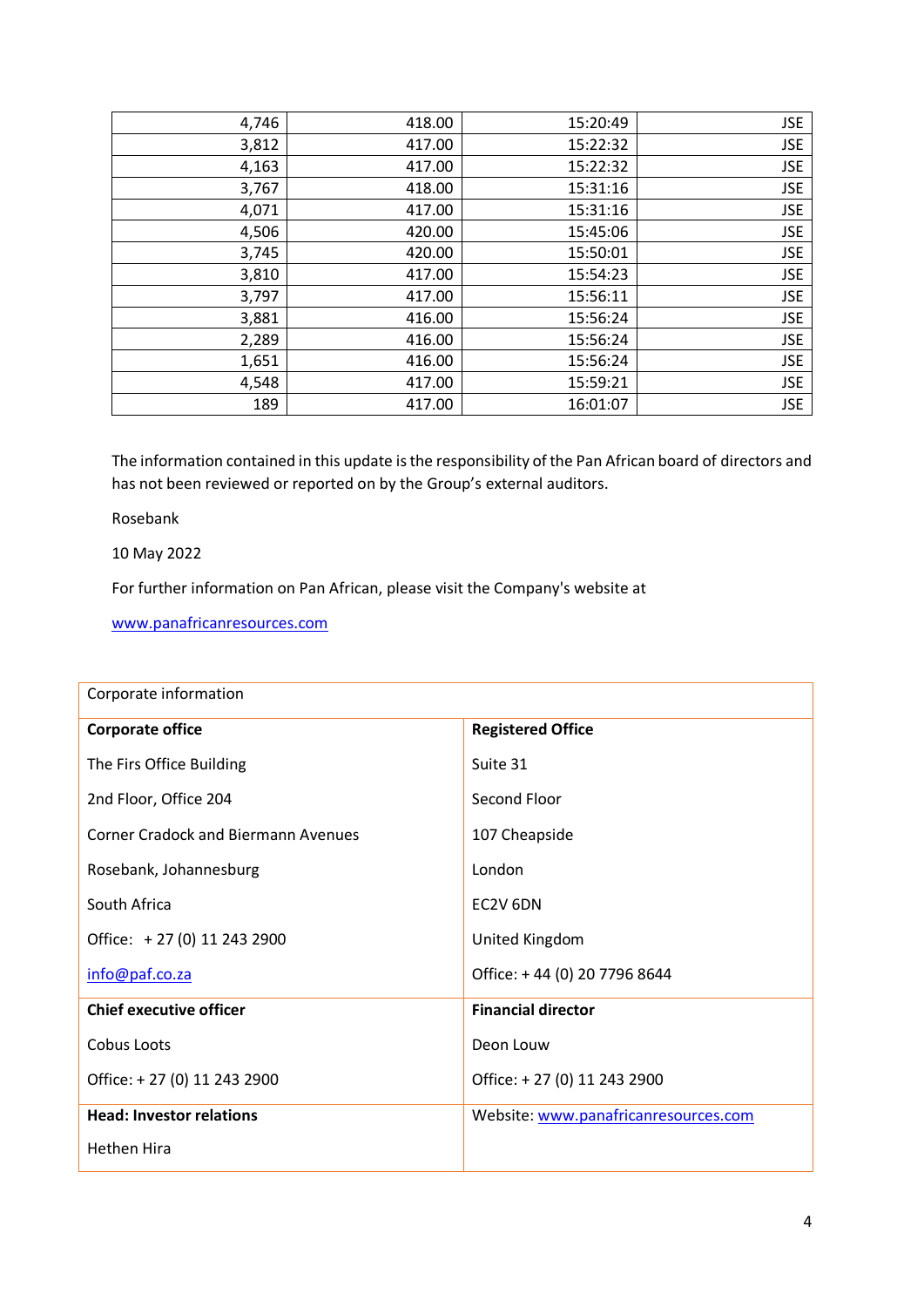| | | | |
|---|---|---|---|
| 4,746 | 418.00 | 15:20:49 | JSE |
| 3,812 | 417.00 | 15:22:32 | JSE |
| 4,163 | 417.00 | 15:22:32 | JSE |
| 3,767 | 418.00 | 15:31:16 | JSE |
| 4,071 | 417.00 | 15:31:16 | JSE |
| 4,506 | 420.00 | 15:45:06 | JSE |
| 3,745 | 420.00 | 15:50:01 | JSE |
| 3,810 | 417.00 | 15:54:23 | JSE |
| 3,797 | 417.00 | 15:56:11 | JSE |
| 3,881 | 416.00 | 15:56:24 | JSE |
| 2,289 | 416.00 | 15:56:24 | JSE |
| 1,651 | 416.00 | 15:56:24 | JSE |
| 4,548 | 417.00 | 15:59:21 | JSE |
| 189 | 417.00 | 16:01:07 | JSE |

The information contained in this update is the responsibility of the Pan African board of directors and has not been reviewed or reported on by the Group's external auditors.

Rosebank

10 May 2022

For further information on Pan African, please visit the Company's website at

www.panafricanresources.com

| Corporate information | |
|---|---|
| **Corporate office** | **Registered Office** |
| The Firs Office Building | Suite 31 |
| 2nd Floor, Office 204 | Second Floor |
| Corner Cradock and Biermann Avenues | 107 Cheapside |
| Rosebank, Johannesburg | London |
| South Africa | EC2V 6DN |
| Office: + 27 (0) 11 243 2900 | United Kingdom |
| info@paf.co.za | Office: + 44 (0) 20 7796 8644 |
| **Chief executive officer** | **Financial director** |
| Cobus Loots | Deon Louw |
| Office: + 27 (0) 11 243 2900 | Office: + 27 (0) 11 243 2900 |
| **Head: Investor relations** | Website: www.panafricanresources.com |
| Hethen Hira | |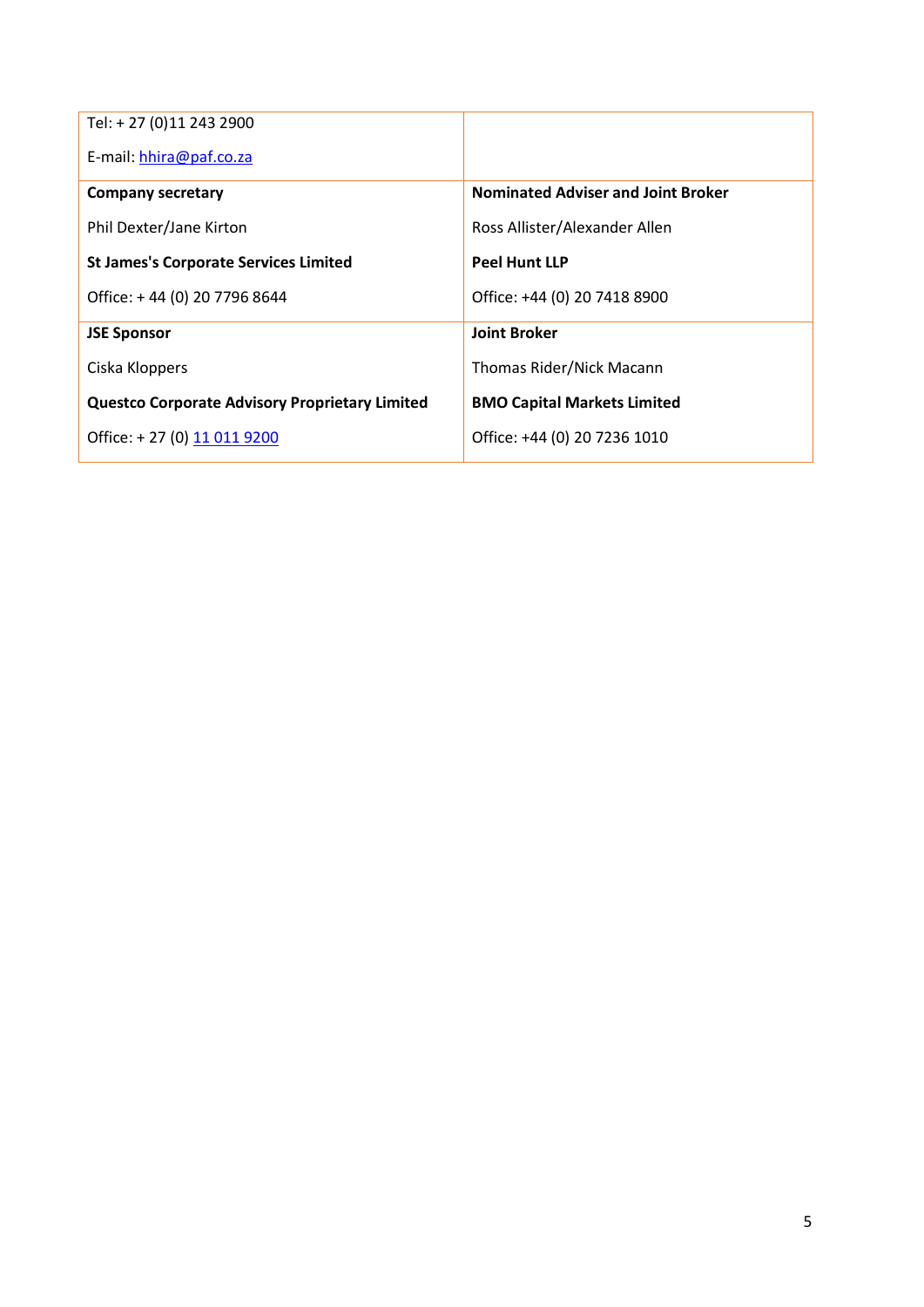| | |
|---|---|
| Tel: + 27 (0)11 243 2900<br><br>E-mail: hhira@paf.co.za | |
| **Company secretary**<br><br>Phil Dexter/Jane Kirton<br><br>**St James's Corporate Services Limited**<br><br>Office: + 44 (0) 20 7796 8644 | **Nominated Adviser and Joint Broker**<br><br>Ross Allister/Alexander Allen<br><br>**Peel Hunt LLP**<br><br>Office: +44 (0) 20 7418 8900 |
| **JSE Sponsor**<br><br>Ciska Kloppers<br><br>**Questco Corporate Advisory Proprietary Limited**<br><br>Office: + 27 (0) 11 011 9200 | **Joint Broker**<br><br>Thomas Rider/Nick Macann<br><br>**BMO Capital Markets Limited**<br><br>Office: +44 (0) 20 7236 1010 |